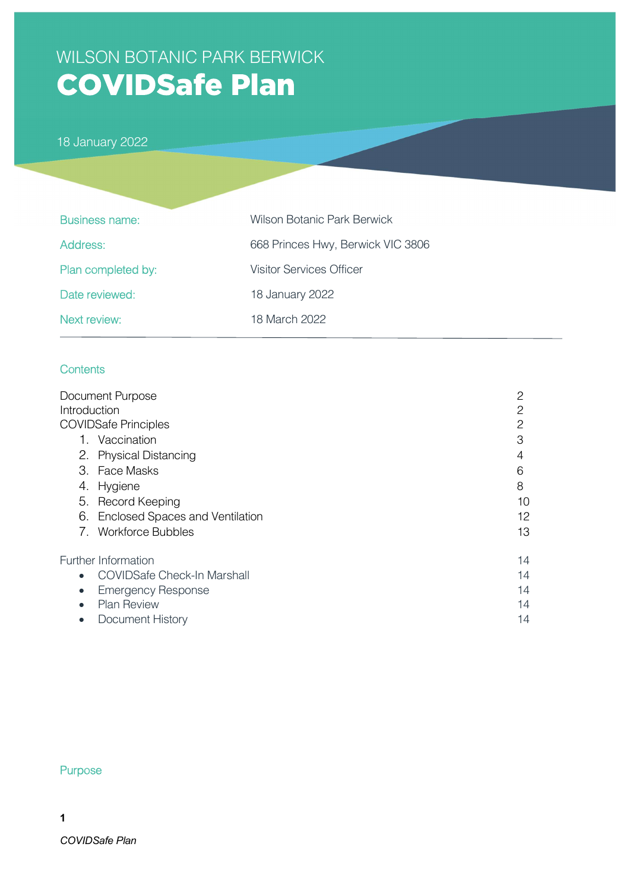WILSON BOTANIC PARK BERWICK

# COVIDSafe Plan

18 January 2022

| Business name: | Wilson Botanic Park Berwick |
|---|---|
| Address: | 668 Princes Hwy, Berwick VIC 3806 |
| Plan completed by: | Visitor Services Officer |
| Date reviewed: | 18 January 2022 |
| Next review: | 18 March 2022 |

## Contents

| | |
|---|---|
| Document Purpose | 2 |
| Introduction | 2 |
| COVIDSafe Principles | 2 |
| 1. Vaccination | 3 |
| 2. Physical Distancing | 4 |
| 3. Face Masks | 6 |
| 4. Hygiene | 8 |
| 5. Record Keeping | 10 |
| 6. Enclosed Spaces and Ventilation | 12 |
| 7. Workforce Bubbles | 13 |
| Further Information | 14 |
| • COVIDSafe Check-In Marshall | 14 |
| • Emergency Response | 14 |
| • Plan Review | 14 |
| • Document History | 14 |

## Purpose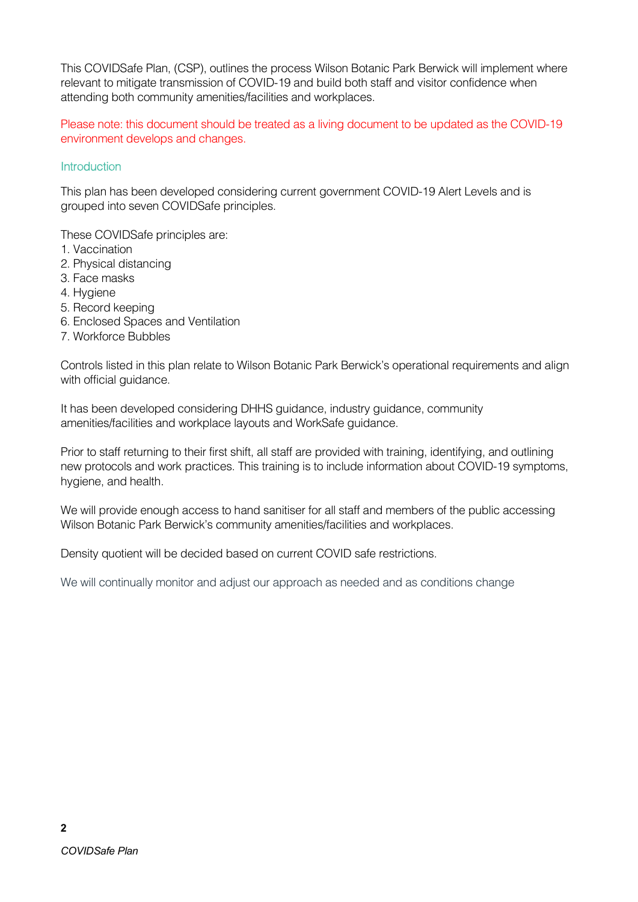This COVIDSafe Plan, (CSP), outlines the process Wilson Botanic Park Berwick will implement where relevant to mitigate transmission of COVID-19 and build both staff and visitor confidence when attending both community amenities/facilities and workplaces.

Please note: this document should be treated as a living document to be updated as the COVID-19 environment develops and changes.

## Introduction

This plan has been developed considering current government COVID-19 Alert Levels and is grouped into seven COVIDSafe principles.

These COVIDSafe principles are:

1. Vaccination
2. Physical distancing
3. Face masks
4. Hygiene
5. Record keeping
6. Enclosed Spaces and Ventilation
7. Workforce Bubbles

Controls listed in this plan relate to Wilson Botanic Park Berwick's operational requirements and align with official guidance.

It has been developed considering DHHS guidance, industry guidance, community amenities/facilities and workplace layouts and WorkSafe guidance.

Prior to staff returning to their first shift, all staff are provided with training, identifying, and outlining new protocols and work practices. This training is to include information about COVID-19 symptoms, hygiene, and health.

We will provide enough access to hand sanitiser for all staff and members of the public accessing Wilson Botanic Park Berwick's community amenities/facilities and workplaces.

Density quotient will be decided based on current COVID safe restrictions.

We will continually monitor and adjust our approach as needed and as conditions change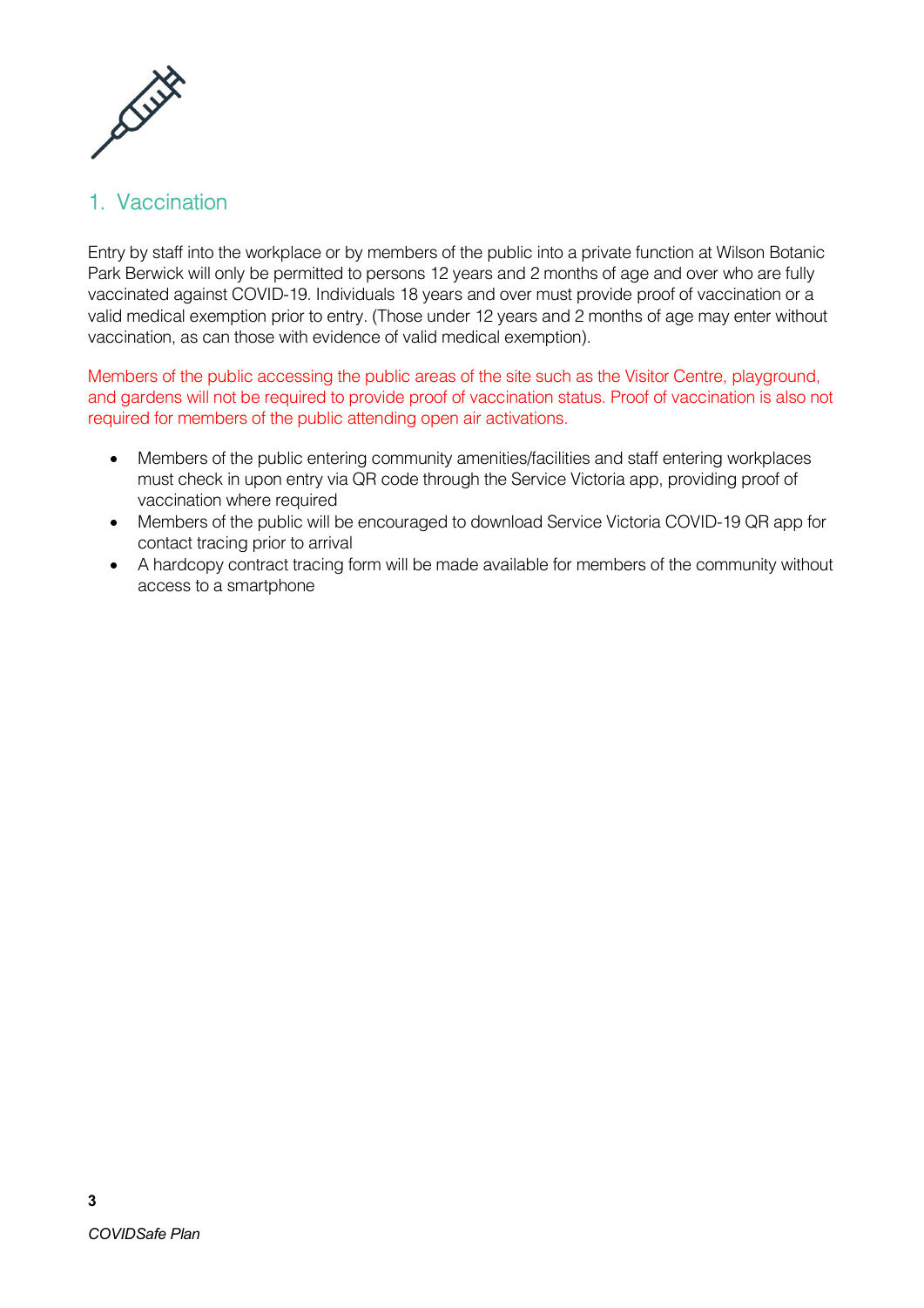## 1. Vaccination

Entry by staff into the workplace or by members of the public into a private function at Wilson Botanic Park Berwick will only be permitted to persons 12 years and 2 months of age and over who are fully vaccinated against COVID-19. Individuals 18 years and over must provide proof of vaccination or a valid medical exemption prior to entry. (Those under 12 years and 2 months of age may enter without vaccination, as can those with evidence of valid medical exemption).

Members of the public accessing the public areas of the site such as the Visitor Centre, playground, and gardens will not be required to provide proof of vaccination status. Proof of vaccination is also not required for members of the public attending open air activations.

- Members of the public entering community amenities/facilities and staff entering workplaces must check in upon entry via QR code through the Service Victoria app, providing proof of vaccination where required
- Members of the public will be encouraged to download Service Victoria COVID-19 QR app for contact tracing prior to arrival
- A hardcopy contract tracing form will be made available for members of the community without access to a smartphone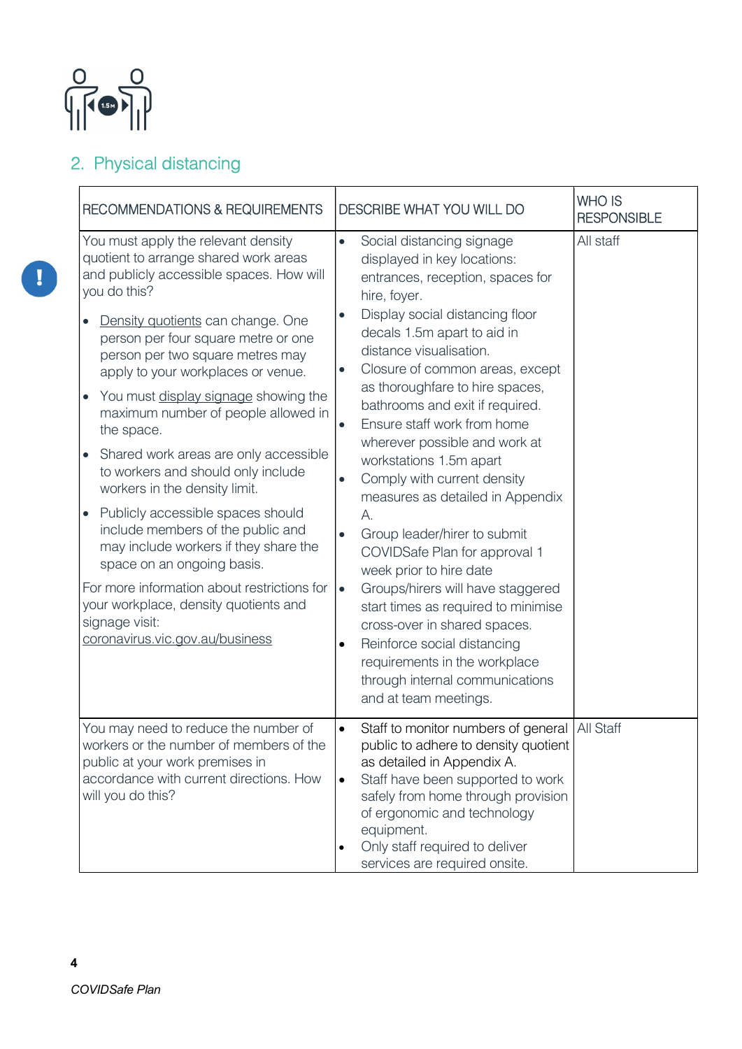## 2. Physical distancing

| RECOMMENDATIONS & REQUIREMENTS | DESCRIBE WHAT YOU WILL DO | WHO IS RESPONSIBLE |
|---|---|---|
| You must apply the relevant density quotient to arrange shared work areas and publicly accessible spaces. How will you do this?<br>• Density quotients can change. One person per four square metre or one person per two square metres may apply to your workplaces or venue.<br>• You must display signage showing the maximum number of people allowed in the space.<br>• Shared work areas are only accessible to workers and should only include workers in the density limit.<br>• Publicly accessible spaces should include members of the public and may include workers if they share the space on an ongoing basis.<br>For more information about restrictions for your workplace, density quotients and signage visit: coronavirus.vic.gov.au/business | • Social distancing signage displayed in key locations: entrances, reception, spaces for hire, foyer.<br>• Display social distancing floor decals 1.5m apart to aid in distance visualisation.<br>• Closure of common areas, except as thoroughfare to hire spaces, bathrooms and exit if required.<br>• Ensure staff work from home wherever possible and work at workstations 1.5m apart<br>• Comply with current density measures as detailed in Appendix A.<br>• Group leader/hirer to submit COVIDSafe Plan for approval 1 week prior to hire date<br>• Groups/hirers will have staggered start times as required to minimise cross-over in shared spaces.<br>• Reinforce social distancing requirements in the workplace through internal communications and at team meetings. | All staff |
| You may need to reduce the number of workers or the number of members of the public at your work premises in accordance with current directions. How will you do this? | • Staff to monitor numbers of general public to adhere to density quotient as detailed in Appendix A.<br>• Staff have been supported to work safely from home through provision of ergonomic and technology equipment.<br>• Only staff required to deliver services are required onsite. | All Staff |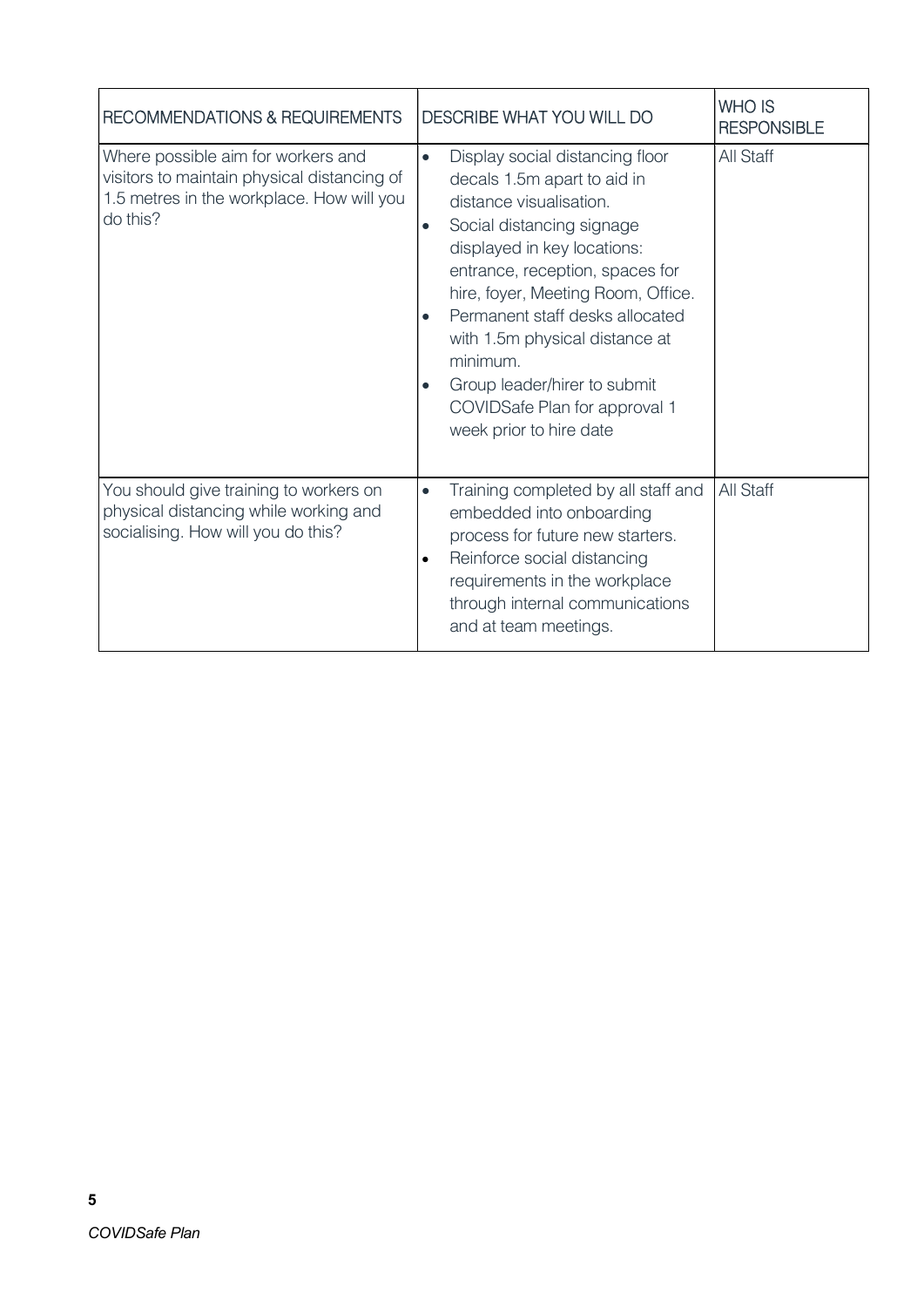| RECOMMENDATIONS & REQUIREMENTS | DESCRIBE WHAT YOU WILL DO | WHO IS RESPONSIBLE |
| --- | --- | --- |
| Where possible aim for workers and visitors to maintain physical distancing of 1.5 metres in the workplace. How will you do this? | • Display social distancing floor decals 1.5m apart to aid in distance visualisation.<br>• Social distancing signage displayed in key locations: entrance, reception, spaces for hire, foyer, Meeting Room, Office.<br>• Permanent staff desks allocated with 1.5m physical distance at minimum.<br>• Group leader/hirer to submit COVIDSafe Plan for approval 1 week prior to hire date | All Staff |
| You should give training to workers on physical distancing while working and socialising. How will you do this? | • Training completed by all staff and embedded into onboarding process for future new starters.<br>• Reinforce social distancing requirements in the workplace through internal communications and at team meetings. | All Staff |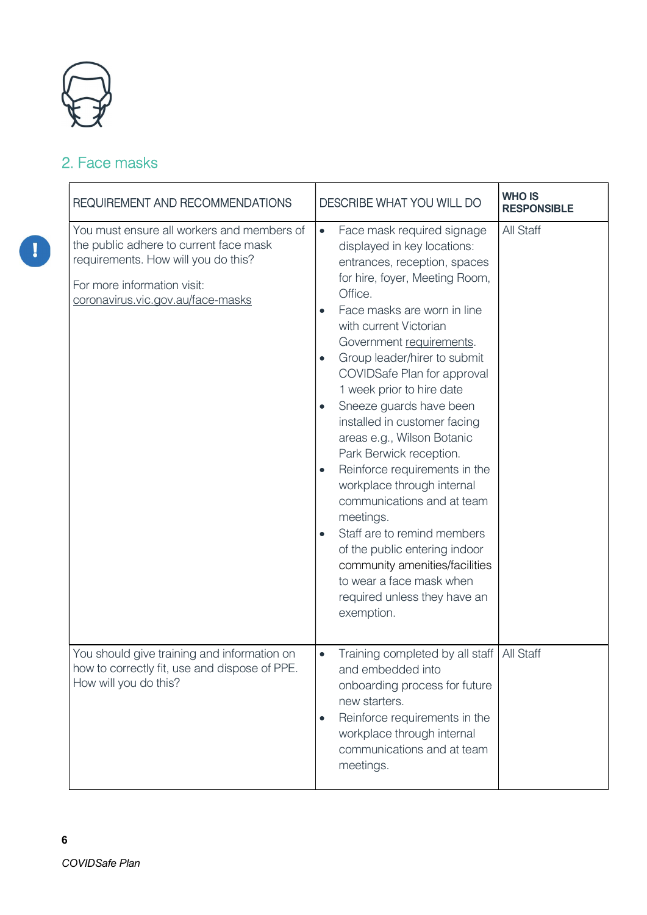## 2. Face masks

| REQUIREMENT AND RECOMMENDATIONS | DESCRIBE WHAT YOU WILL DO | WHO IS RESPONSIBLE |
|---|---|---|
| You must ensure all workers and members of the public adhere to current face mask requirements. How will you do this?<br><br>For more information visit: coronavirus.vic.gov.au/face-masks | • Face mask required signage displayed in key locations: entrances, reception, spaces for hire, foyer, Meeting Room, Office.<br>• Face masks are worn in line with current Victorian Government requirements.<br>• Group leader/hirer to submit COVIDSafe Plan for approval 1 week prior to hire date<br>• Sneeze guards have been installed in customer facing areas e.g., Wilson Botanic Park Berwick reception.<br>• Reinforce requirements in the workplace through internal communications and at team meetings.<br>• Staff are to remind members of the public entering indoor community amenities/facilities to wear a face mask when required unless they have an exemption. | All Staff |
| You should give training and information on how to correctly fit, use and dispose of PPE. How will you do this? | • Training completed by all staff and embedded into onboarding process for future new starters.<br>• Reinforce requirements in the workplace through internal communications and at team meetings. | All Staff |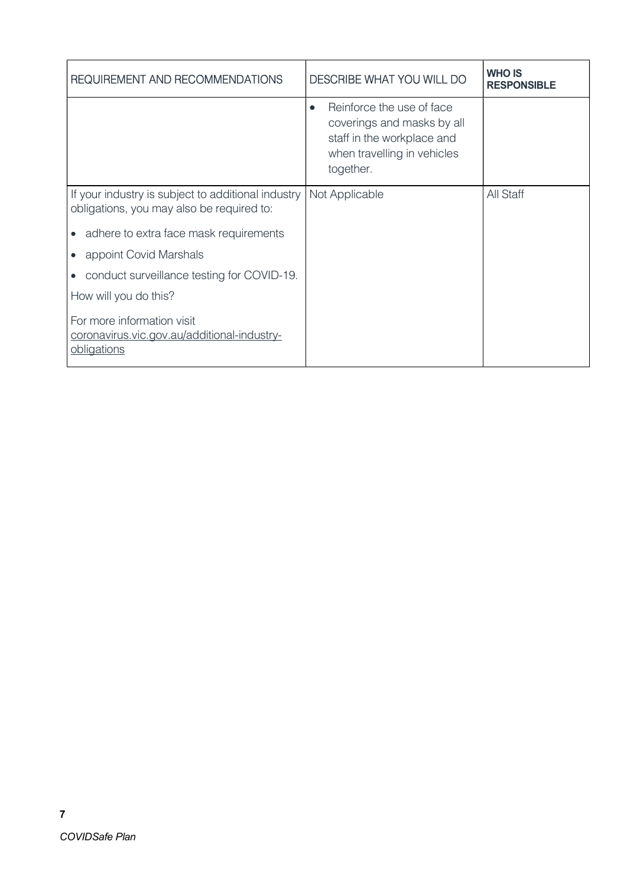| REQUIREMENT AND RECOMMENDATIONS | DESCRIBE WHAT YOU WILL DO | **WHO IS RESPONSIBLE** |
|---|---|---|
| | • Reinforce the use of face coverings and masks by all staff in the workplace and when travelling in vehicles together. | |
| If your industry is subject to additional industry obligations, you may also be required to:<br>• adhere to extra face mask requirements<br>• appoint Covid Marshals<br>• conduct surveillance testing for COVID-19.<br>How will you do this?<br>For more information visit coronavirus.vic.gov.au/additional-industry-obligations | Not Applicable | All Staff |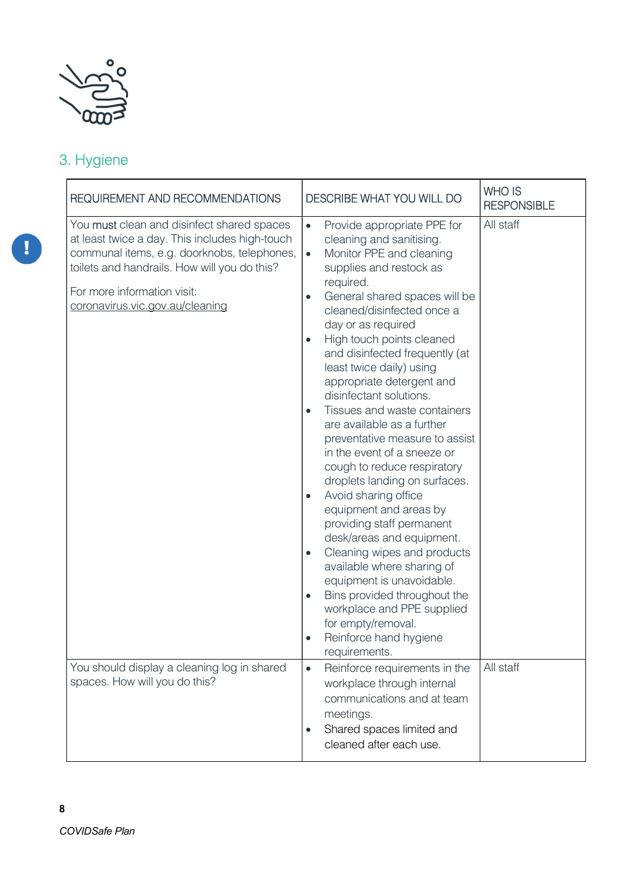## 3. Hygiene

| REQUIREMENT AND RECOMMENDATIONS | DESCRIBE WHAT YOU WILL DO | WHO IS RESPONSIBLE |
|---|---|---|
| You **must** clean and disinfect shared spaces at least twice a day. This includes high-touch communal items, e.g. doorknobs, telephones, toilets and handrails. How will you do this?<br><br>For more information visit: coronavirus.vic.gov.au/cleaning | • Provide appropriate PPE for cleaning and sanitising.<br>• Monitor PPE and cleaning supplies and restock as required.<br>• General shared spaces will be cleaned/disinfected once a day or as required<br>• High touch points cleaned and disinfected frequently (at least twice daily) using appropriate detergent and disinfectant solutions.<br>• Tissues and waste containers are available as a further preventative measure to assist in the event of a sneeze or cough to reduce respiratory droplets landing on surfaces.<br>• Avoid sharing office equipment and areas by providing staff permanent desk/areas and equipment.<br>• Cleaning wipes and products available where sharing of equipment is unavoidable.<br>• Bins provided throughout the workplace and PPE supplied for empty/removal.<br>• Reinforce hand hygiene requirements. | All staff |
| You should display a cleaning log in shared spaces. How will you do this? | • Reinforce requirements in the workplace through internal communications and at team meetings.<br>• Shared spaces limited and cleaned after each use. | All staff |

*COVIDSafe Plan*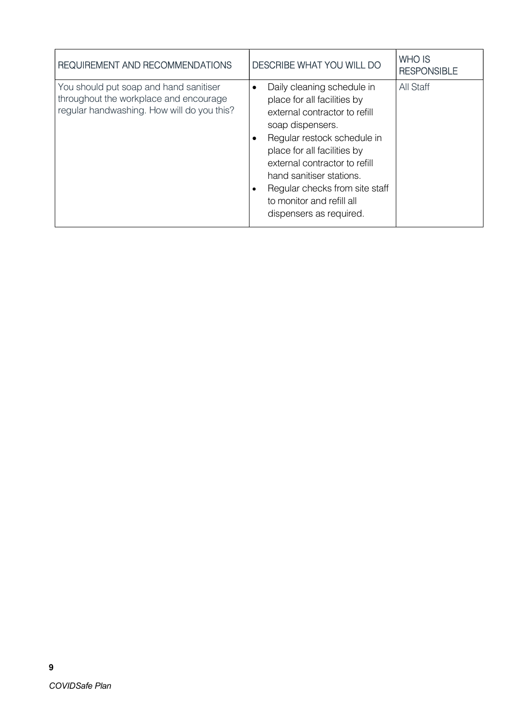| REQUIREMENT AND RECOMMENDATIONS | DESCRIBE WHAT YOU WILL DO | WHO IS RESPONSIBLE |
|---|---|---|
| You should put soap and hand sanitiser throughout the workplace and encourage regular handwashing. How will do you this? | • Daily cleaning schedule in place for all facilities by external contractor to refill soap dispensers.<br>• Regular restock schedule in place for all facilities by external contractor to refill hand sanitiser stations.<br>• Regular checks from site staff to monitor and refill all dispensers as required. | All Staff |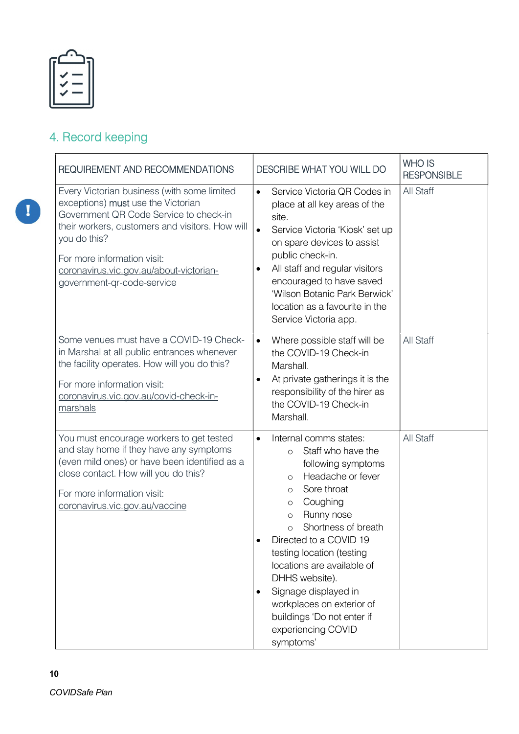## 4. Record keeping

| REQUIREMENT AND RECOMMENDATIONS | DESCRIBE WHAT YOU WILL DO | WHO IS RESPONSIBLE |
|---|---|---|
| Every Victorian business (with some limited exceptions) must use the Victorian Government QR Code Service to check-in their workers, customers and visitors. How will you do this?<br><br>For more information visit: coronavirus.vic.gov.au/about-victorian-government-qr-code-service | • Service Victoria QR Codes in place at all key areas of the site.<br>• Service Victoria 'Kiosk' set up on spare devices to assist public check-in.<br>• All staff and regular visitors encouraged to have saved 'Wilson Botanic Park Berwick' location as a favourite in the Service Victoria app. | All Staff |
| Some venues must have a COVID-19 Check-in Marshal at all public entrances whenever the facility operates. How will you do this?<br><br>For more information visit: coronavirus.vic.gov.au/covid-check-in-marshals | • Where possible staff will be the COVID-19 Check-in Marshall.<br>• At private gatherings it is the responsibility of the hirer as the COVID-19 Check-in Marshall. | All Staff |
| You must encourage workers to get tested and stay home if they have any symptoms (even mild ones) or have been identified as a close contact. How will you do this?<br><br>For more information visit: coronavirus.vic.gov.au/vaccine | • Internal comms states:<br>&nbsp;&nbsp;&nbsp;&nbsp;○ Staff who have the following symptoms<br>&nbsp;&nbsp;&nbsp;&nbsp;○ Headache or fever<br>&nbsp;&nbsp;&nbsp;&nbsp;○ Sore throat<br>&nbsp;&nbsp;&nbsp;&nbsp;○ Coughing<br>&nbsp;&nbsp;&nbsp;&nbsp;○ Runny nose<br>&nbsp;&nbsp;&nbsp;&nbsp;○ Shortness of breath<br>• Directed to a COVID 19 testing location (testing locations are available of DHHS website).<br>• Signage displayed in workplaces on exterior of buildings 'Do not enter if experiencing COVID symptoms' | All Staff |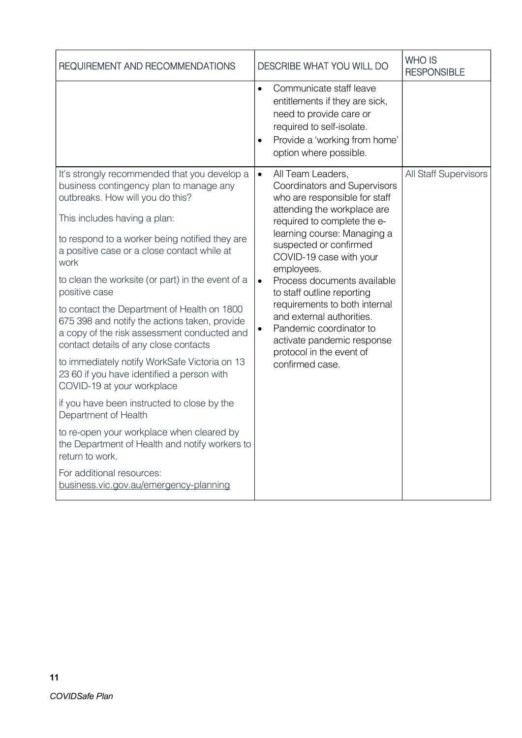| REQUIREMENT AND RECOMMENDATIONS | DESCRIBE WHAT YOU WILL DO | WHO IS RESPONSIBLE |
| --- | --- | --- |
| | • Communicate staff leave entitlements if they are sick, need to provide care or required to self-isolate.<br>• Provide a 'working from home' option where possible. | |
| It's strongly recommended that you develop a business contingency plan to manage any outbreaks. How will you do this?<br><br>This includes having a plan:<br><br>to respond to a worker being notified they are a positive case or a close contact while at work<br><br>to clean the worksite (or part) in the event of a positive case<br><br>to contact the Department of Health on 1800 675 398 and notify the actions taken, provide a copy of the risk assessment conducted and contact details of any close contacts<br><br>to immediately notify WorkSafe Victoria on 13 23 60 if you have identified a person with COVID-19 at your workplace<br><br>if you have been instructed to close by the Department of Health<br><br>to re-open your workplace when cleared by the Department of Health and notify workers to return to work.<br><br>For additional resources: business.vic.gov.au/emergency-planning | • All Team Leaders, Coordinators and Supervisors who are responsible for staff attending the workplace are required to complete the e-learning course: Managing a suspected or confirmed COVID-19 case with your employees.<br>• Process documents available to staff outline reporting requirements to both internal and external authorities.<br>• Pandemic coordinator to activate pandemic response protocol in the event of confirmed case. | All Staff Supervisors |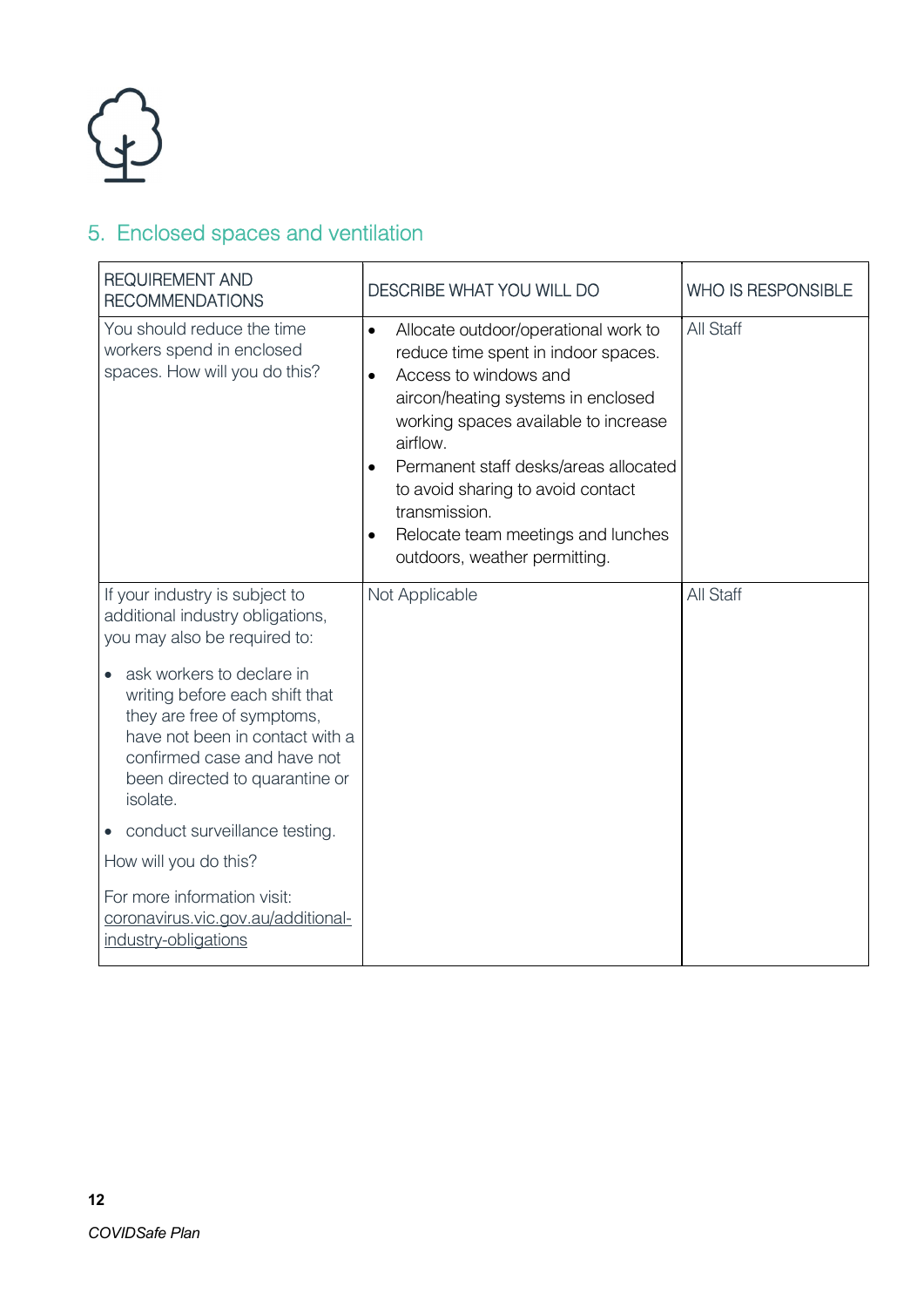## 5. Enclosed spaces and ventilation

| REQUIREMENT AND RECOMMENDATIONS | DESCRIBE WHAT YOU WILL DO | WHO IS RESPONSIBLE |
| --- | --- | --- |
| You should reduce the time workers spend in enclosed spaces. How will you do this? | • Allocate outdoor/operational work to reduce time spent in indoor spaces.<br>• Access to windows and aircon/heating systems in enclosed working spaces available to increase airflow.<br>• Permanent staff desks/areas allocated to avoid sharing to avoid contact transmission.<br>• Relocate team meetings and lunches outdoors, weather permitting. | All Staff |
| If your industry is subject to additional industry obligations, you may also be required to:<br>• ask workers to declare in writing before each shift that they are free of symptoms, have not been in contact with a confirmed case and have not been directed to quarantine or isolate.<br>• conduct surveillance testing.<br>How will you do this?<br>For more information visit: coronavirus.vic.gov.au/additional-industry-obligations | Not Applicable | All Staff |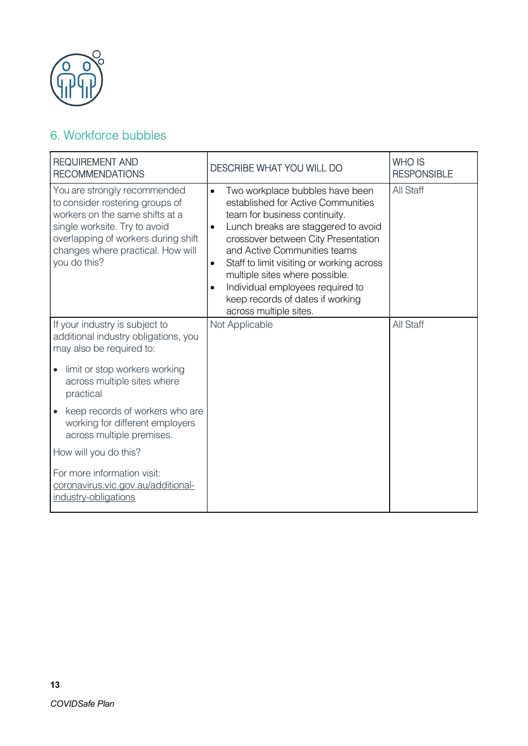## 6. Workforce bubbles

| REQUIREMENT AND RECOMMENDATIONS | DESCRIBE WHAT YOU WILL DO | WHO IS RESPONSIBLE |
|---|---|---|
| You are strongly recommended to consider rostering groups of workers on the same shifts at a single worksite. Try to avoid overlapping of workers during shift changes where practical. How will you do this? | • Two workplace bubbles have been established for Active Communities team for business continuity.<br>• Lunch breaks are staggered to avoid crossover between City Presentation and Active Communities teams<br>• Staff to limit visiting or working across multiple sites where possible.<br>• Individual employees required to keep records of dates if working across multiple sites. | All Staff |
| If your industry is subject to additional industry obligations, you may also be required to:<br>• limit or stop workers working across multiple sites where practical<br>• keep records of workers who are working for different employers across multiple premises.<br>How will you do this?<br>For more information visit: coronavirus.vic.gov.au/additional-industry-obligations | Not Applicable | All Staff |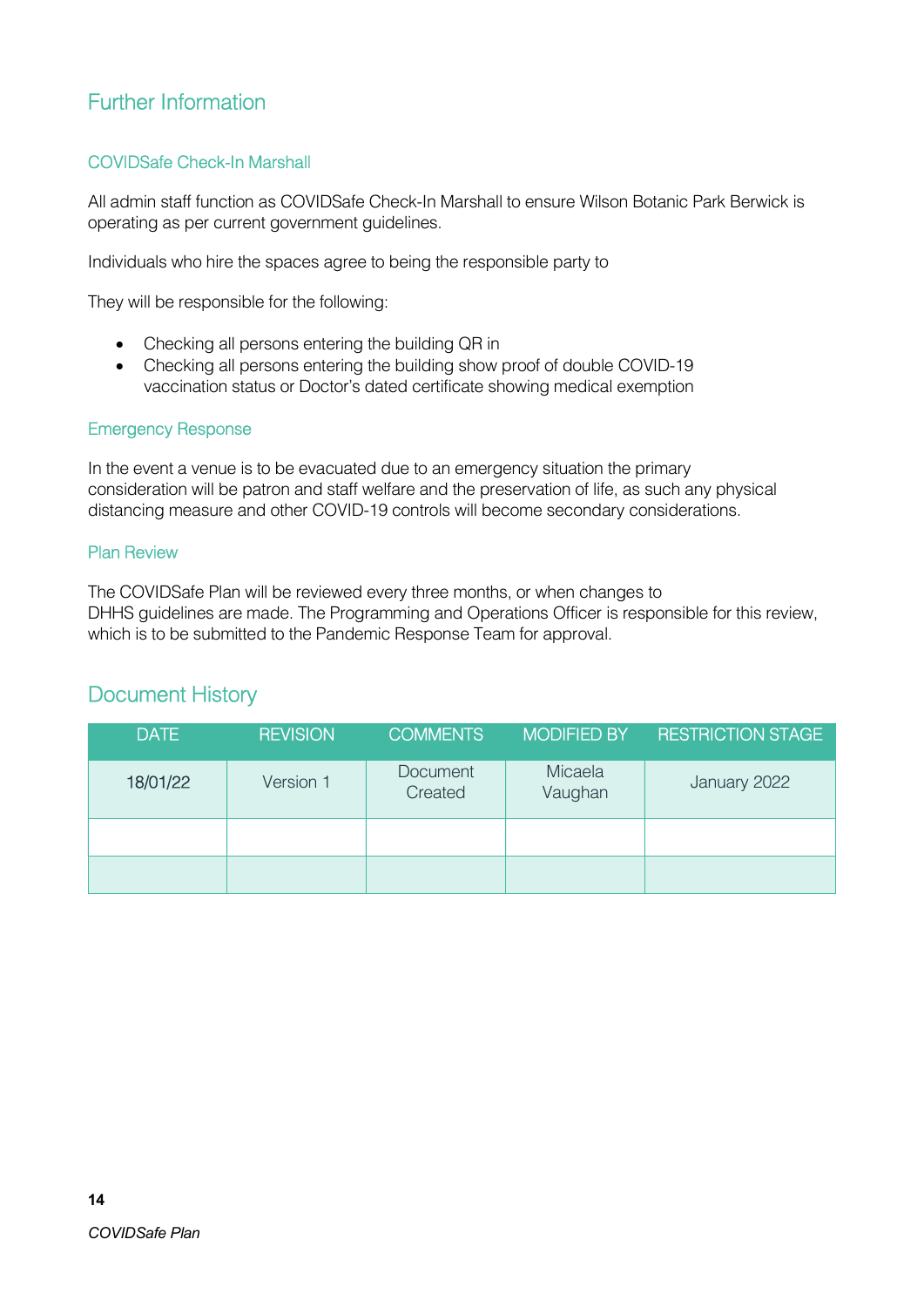## Further Information

### COVIDSafe Check-In Marshall

All admin staff function as COVIDSafe Check-In Marshall to ensure Wilson Botanic Park Berwick is operating as per current government guidelines.

Individuals who hire the spaces agree to being the responsible party to

They will be responsible for the following:

- Checking all persons entering the building QR in
- Checking all persons entering the building show proof of double COVID-19 vaccination status or Doctor's dated certificate showing medical exemption

### Emergency Response

In the event a venue is to be evacuated due to an emergency situation the primary consideration will be patron and staff welfare and the preservation of life, as such any physical distancing measure and other COVID-19 controls will become secondary considerations.

### Plan Review

The COVIDSafe Plan will be reviewed every three months, or when changes to DHHS guidelines are made. The Programming and Operations Officer is responsible for this review, which is to be submitted to the Pandemic Response Team for approval.

## Document History

| DATE | REVISION | COMMENTS | MODIFIED BY | RESTRICTION STAGE |
|---|---|---|---|---|
| 18/01/22 | Version 1 | Document Created | Micaela Vaughan | January 2022 |
| | | | | |
| | | | | |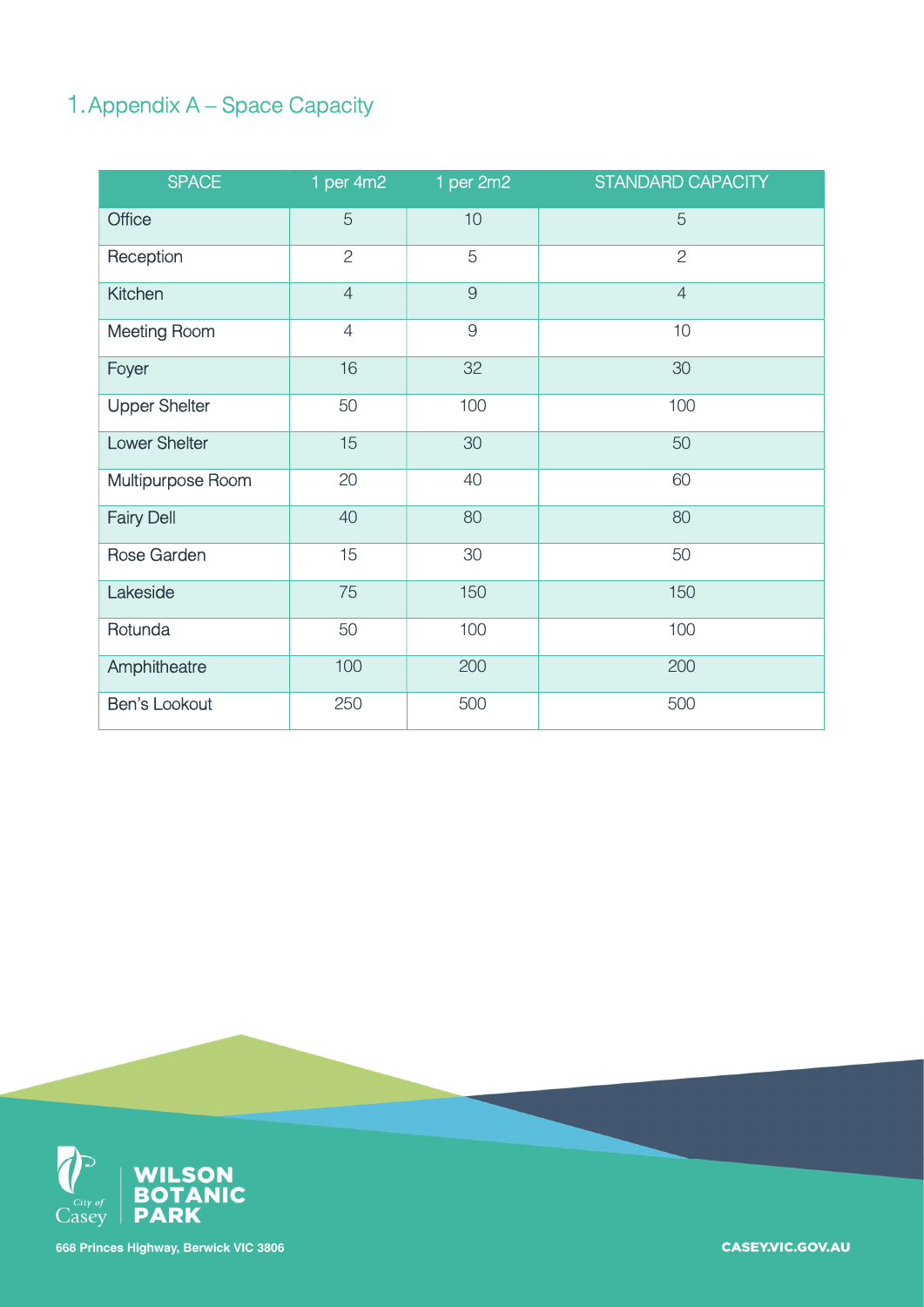# 1. Appendix A – Space Capacity

| SPACE | 1 per 4m2 | 1 per 2m2 | STANDARD CAPACITY |
|---|---|---|---|
| Office | 5 | 10 | 5 |
| Reception | 2 | 5 | 2 |
| Kitchen | 4 | 9 | 4 |
| Meeting Room | 4 | 9 | 10 |
| Foyer | 16 | 32 | 30 |
| Upper Shelter | 50 | 100 | 100 |
| Lower Shelter | 15 | 30 | 50 |
| Multipurpose Room | 20 | 40 | 60 |
| Fairy Dell | 40 | 80 | 80 |
| Rose Garden | 15 | 30 | 50 |
| Lakeside | 75 | 150 | 150 |
| Rotunda | 50 | 100 | 100 |
| Amphitheatre | 100 | 200 | 200 |
| Ben's Lookout | 250 | 500 | 500 |

City of Casey

WILSON BOTANIC PARK

668 Princes Highway, Berwick VIC 3806

CASEY.VIC.GOV.AU